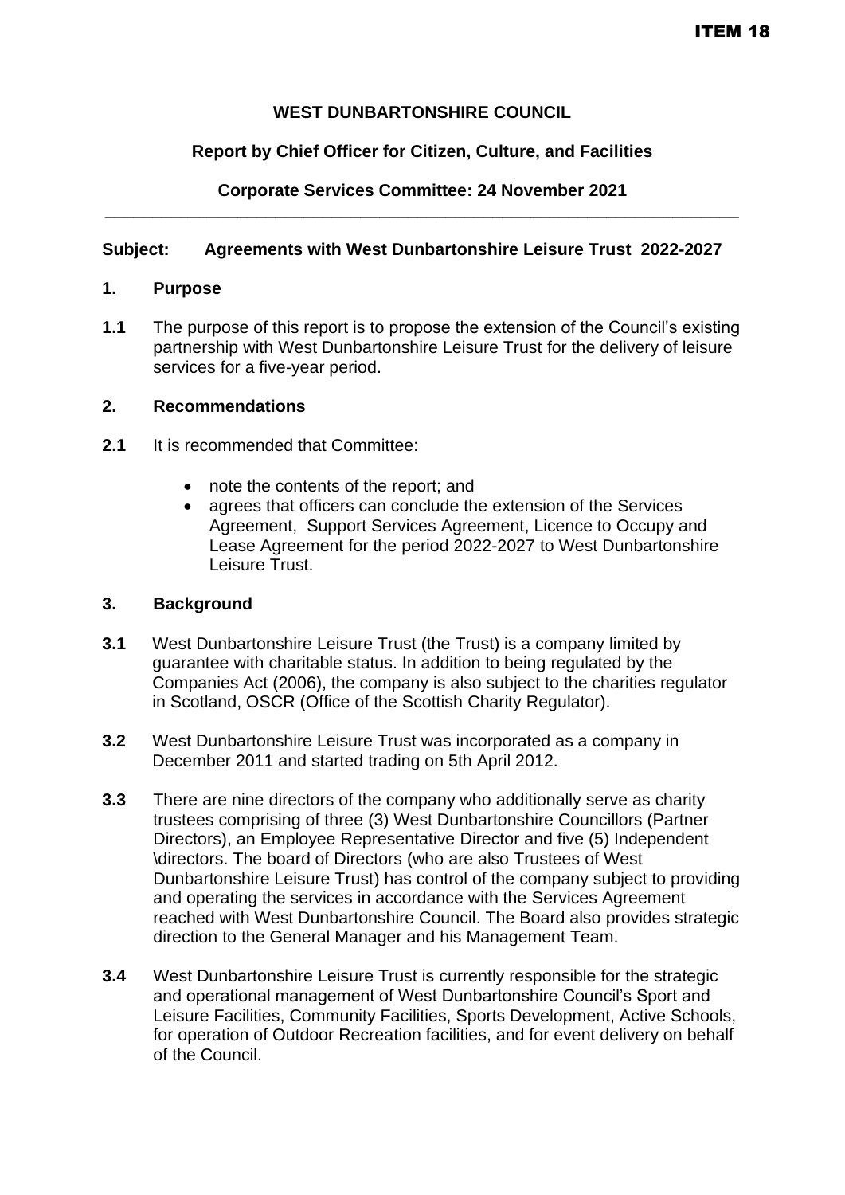ITEM 18

**WEST DUNBARTONSHIRE COUNCIL**

**Report by Chief Officer for Citizen, Culture, and Facilities**

**Corporate Services Committee: 24 November 2021**

---

**Subject: Agreements with West Dunbartonshire Leisure Trust 2022-2027**

## 1. Purpose

**1.1** The purpose of this report is to propose the extension of the Council's existing partnership with West Dunbartonshire Leisure Trust for the delivery of leisure services for a five-year period.

## 2. Recommendations

**2.1** It is recommended that Committee:

- note the contents of the report; and
- agrees that officers can conclude the extension of the Services Agreement, Support Services Agreement, Licence to Occupy and Lease Agreement for the period 2022-2027 to West Dunbartonshire Leisure Trust.

## 3. Background

**3.1** West Dunbartonshire Leisure Trust (the Trust) is a company limited by guarantee with charitable status. In addition to being regulated by the Companies Act (2006), the company is also subject to the charities regulator in Scotland, OSCR (Office of the Scottish Charity Regulator).

**3.2** West Dunbartonshire Leisure Trust was incorporated as a company in December 2011 and started trading on 5th April 2012.

**3.3** There are nine directors of the company who additionally serve as charity trustees comprising of three (3) West Dunbartonshire Councillors (Partner Directors), an Employee Representative Director and five (5) Independent \directors. The board of Directors (who are also Trustees of West Dunbartonshire Leisure Trust) has control of the company subject to providing and operating the services in accordance with the Services Agreement reached with West Dunbartonshire Council. The Board also provides strategic direction to the General Manager and his Management Team.

**3.4** West Dunbartonshire Leisure Trust is currently responsible for the strategic and operational management of West Dunbartonshire Council's Sport and Leisure Facilities, Community Facilities, Sports Development, Active Schools, for operation of Outdoor Recreation facilities, and for event delivery on behalf of the Council.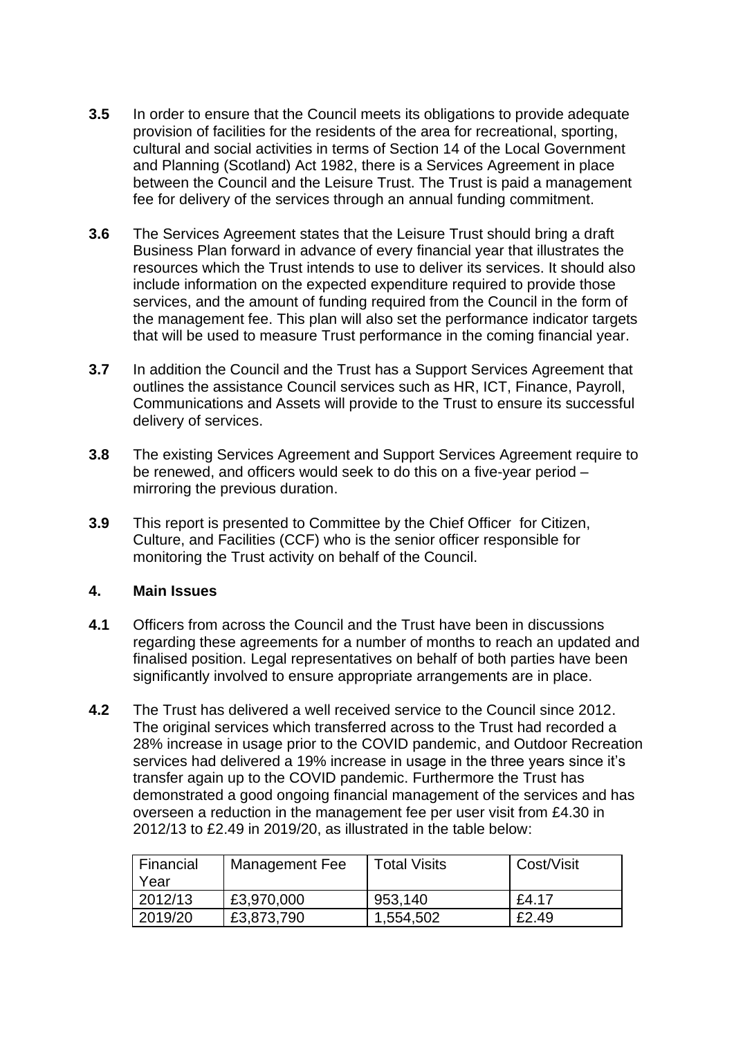**3.5** In order to ensure that the Council meets its obligations to provide adequate provision of facilities for the residents of the area for recreational, sporting, cultural and social activities in terms of Section 14 of the Local Government and Planning (Scotland) Act 1982, there is a Services Agreement in place between the Council and the Leisure Trust. The Trust is paid a management fee for delivery of the services through an annual funding commitment.

**3.6** The Services Agreement states that the Leisure Trust should bring a draft Business Plan forward in advance of every financial year that illustrates the resources which the Trust intends to use to deliver its services. It should also include information on the expected expenditure required to provide those services, and the amount of funding required from the Council in the form of the management fee. This plan will also set the performance indicator targets that will be used to measure Trust performance in the coming financial year.

**3.7** In addition the Council and the Trust has a Support Services Agreement that outlines the assistance Council services such as HR, ICT, Finance, Payroll, Communications and Assets will provide to the Trust to ensure its successful delivery of services.

**3.8** The existing Services Agreement and Support Services Agreement require to be renewed, and officers would seek to do this on a five-year period – mirroring the previous duration.

**3.9** This report is presented to Committee by the Chief Officer for Citizen, Culture, and Facilities (CCF) who is the senior officer responsible for monitoring the Trust activity on behalf of the Council.

## 4. Main Issues

**4.1** Officers from across the Council and the Trust have been in discussions regarding these agreements for a number of months to reach an updated and finalised position. Legal representatives on behalf of both parties have been significantly involved to ensure appropriate arrangements are in place.

**4.2** The Trust has delivered a well received service to the Council since 2012. The original services which transferred across to the Trust had recorded a 28% increase in usage prior to the COVID pandemic, and Outdoor Recreation services had delivered a 19% increase in usage in the three years since it's transfer again up to the COVID pandemic. Furthermore the Trust has demonstrated a good ongoing financial management of the services and has overseen a reduction in the management fee per user visit from £4.30 in 2012/13 to £2.49 in 2019/20, as illustrated in the table below:

| Financial Year | Management Fee | Total Visits | Cost/Visit |
|---|---|---|---|
| 2012/13 | £3,970,000 | 953,140 | £4.17 |
| 2019/20 | £3,873,790 | 1,554,502 | £2.49 |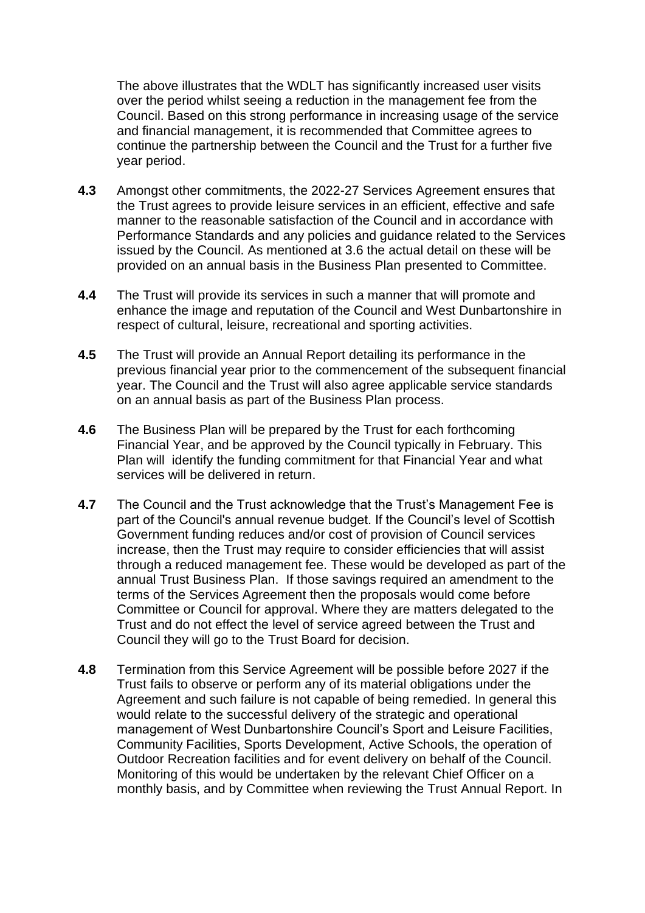The above illustrates that the WDLT has significantly increased user visits over the period whilst seeing a reduction in the management fee from the Council. Based on this strong performance in increasing usage of the service and financial management, it is recommended that Committee agrees to continue the partnership between the Council and the Trust for a further five year period.

**4.3** Amongst other commitments, the 2022-27 Services Agreement ensures that the Trust agrees to provide leisure services in an efficient, effective and safe manner to the reasonable satisfaction of the Council and in accordance with Performance Standards and any policies and guidance related to the Services issued by the Council. As mentioned at 3.6 the actual detail on these will be provided on an annual basis in the Business Plan presented to Committee.

**4.4** The Trust will provide its services in such a manner that will promote and enhance the image and reputation of the Council and West Dunbartonshire in respect of cultural, leisure, recreational and sporting activities.

**4.5** The Trust will provide an Annual Report detailing its performance in the previous financial year prior to the commencement of the subsequent financial year. The Council and the Trust will also agree applicable service standards on an annual basis as part of the Business Plan process.

**4.6** The Business Plan will be prepared by the Trust for each forthcoming Financial Year, and be approved by the Council typically in February. This Plan will identify the funding commitment for that Financial Year and what services will be delivered in return.

**4.7** The Council and the Trust acknowledge that the Trust's Management Fee is part of the Council's annual revenue budget. If the Council's level of Scottish Government funding reduces and/or cost of provision of Council services increase, then the Trust may require to consider efficiencies that will assist through a reduced management fee. These would be developed as part of the annual Trust Business Plan. If those savings required an amendment to the terms of the Services Agreement then the proposals would come before Committee or Council for approval. Where they are matters delegated to the Trust and do not effect the level of service agreed between the Trust and Council they will go to the Trust Board for decision.

**4.8** Termination from this Service Agreement will be possible before 2027 if the Trust fails to observe or perform any of its material obligations under the Agreement and such failure is not capable of being remedied. In general this would relate to the successful delivery of the strategic and operational management of West Dunbartonshire Council's Sport and Leisure Facilities, Community Facilities, Sports Development, Active Schools, the operation of Outdoor Recreation facilities and for event delivery on behalf of the Council. Monitoring of this would be undertaken by the relevant Chief Officer on a monthly basis, and by Committee when reviewing the Trust Annual Report. In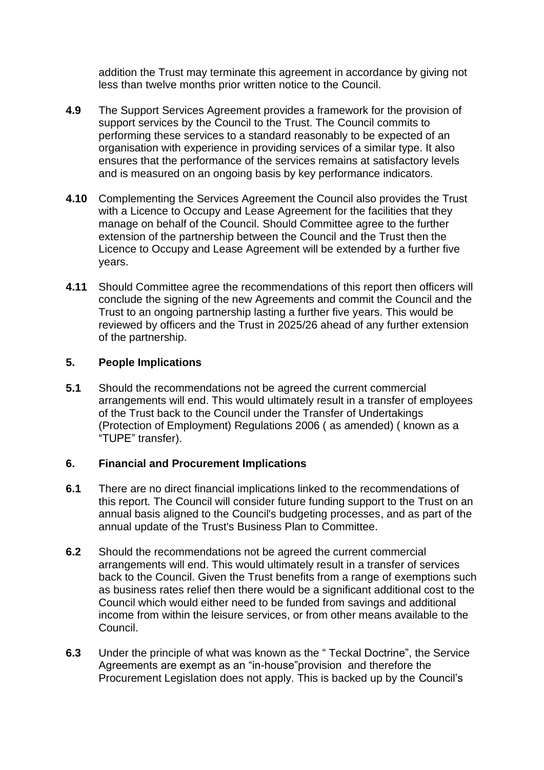addition the Trust may terminate this agreement in accordance by giving not less than twelve months prior written notice to the Council.

**4.9** The Support Services Agreement provides a framework for the provision of support services by the Council to the Trust. The Council commits to performing these services to a standard reasonably to be expected of an organisation with experience in providing services of a similar type. It also ensures that the performance of the services remains at satisfactory levels and is measured on an ongoing basis by key performance indicators.

**4.10** Complementing the Services Agreement the Council also provides the Trust with a Licence to Occupy and Lease Agreement for the facilities that they manage on behalf of the Council. Should Committee agree to the further extension of the partnership between the Council and the Trust then the Licence to Occupy and Lease Agreement will be extended by a further five years.

**4.11** Should Committee agree the recommendations of this report then officers will conclude the signing of the new Agreements and commit the Council and the Trust to an ongoing partnership lasting a further five years. This would be reviewed by officers and the Trust in 2025/26 ahead of any further extension of the partnership.

## 5. People Implications

**5.1** Should the recommendations not be agreed the current commercial arrangements will end. This would ultimately result in a transfer of employees of the Trust back to the Council under the Transfer of Undertakings (Protection of Employment) Regulations 2006 ( as amended) ( known as a "TUPE" transfer).

## 6. Financial and Procurement Implications

**6.1** There are no direct financial implications linked to the recommendations of this report. The Council will consider future funding support to the Trust on an annual basis aligned to the Council's budgeting processes, and as part of the annual update of the Trust's Business Plan to Committee.

**6.2** Should the recommendations not be agreed the current commercial arrangements will end. This would ultimately result in a transfer of services back to the Council. Given the Trust benefits from a range of exemptions such as business rates relief then there would be a significant additional cost to the Council which would either need to be funded from savings and additional income from within the leisure services, or from other means available to the Council.

**6.3** Under the principle of what was known as the " Teckal Doctrine", the Service Agreements are exempt as an "in-house"provision and therefore the Procurement Legislation does not apply. This is backed up by the Council's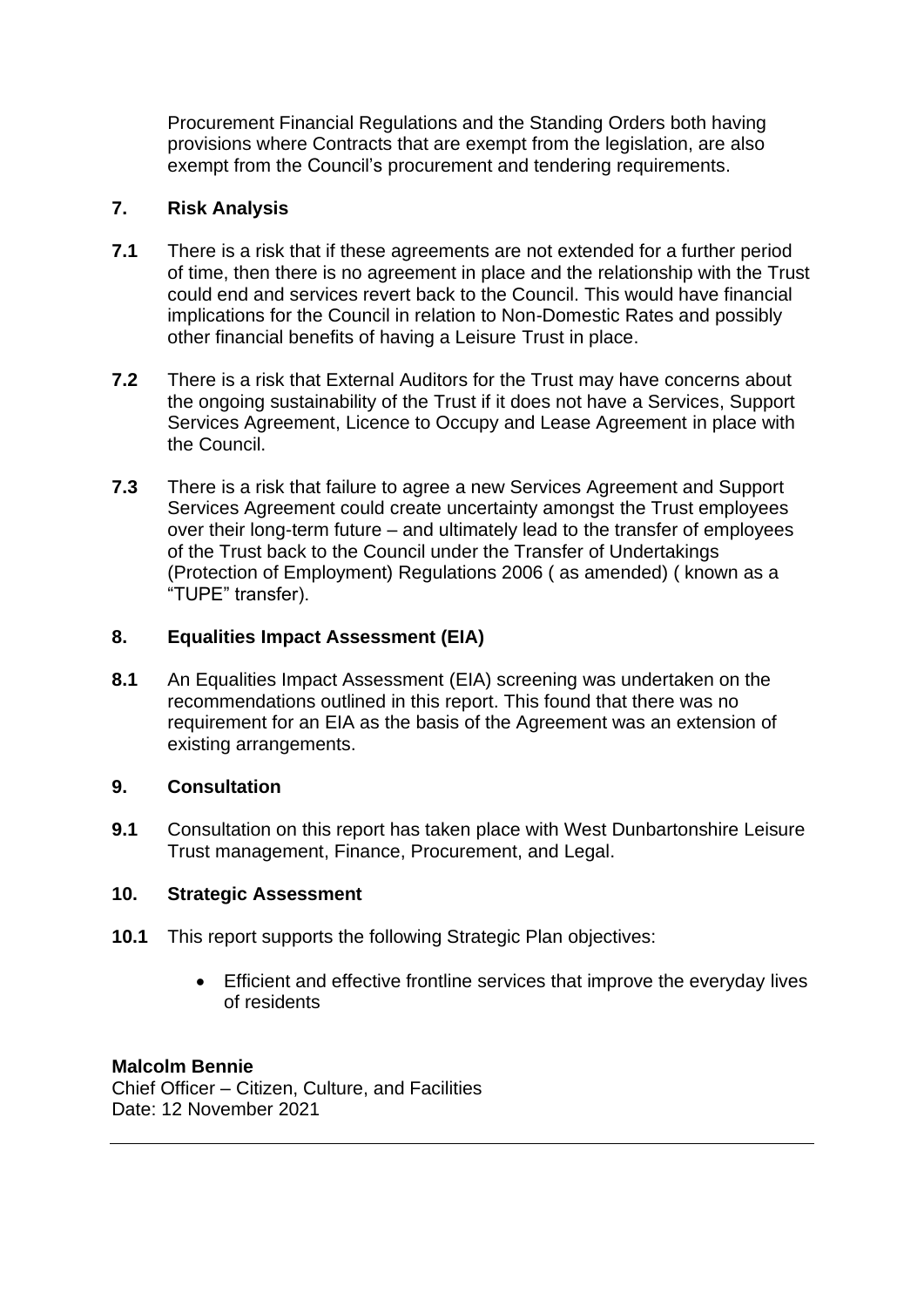Procurement Financial Regulations and the Standing Orders both having provisions where Contracts that are exempt from the legislation, are also exempt from the Council's procurement and tendering requirements.

## 7. Risk Analysis

**7.1** There is a risk that if these agreements are not extended for a further period of time, then there is no agreement in place and the relationship with the Trust could end and services revert back to the Council. This would have financial implications for the Council in relation to Non-Domestic Rates and possibly other financial benefits of having a Leisure Trust in place.

**7.2** There is a risk that External Auditors for the Trust may have concerns about the ongoing sustainability of the Trust if it does not have a Services, Support Services Agreement, Licence to Occupy and Lease Agreement in place with the Council.

**7.3** There is a risk that failure to agree a new Services Agreement and Support Services Agreement could create uncertainty amongst the Trust employees over their long-term future – and ultimately lead to the transfer of employees of the Trust back to the Council under the Transfer of Undertakings (Protection of Employment) Regulations 2006 ( as amended) ( known as a "TUPE" transfer).

## 8. Equalities Impact Assessment (EIA)

**8.1** An Equalities Impact Assessment (EIA) screening was undertaken on the recommendations outlined in this report. This found that there was no requirement for an EIA as the basis of the Agreement was an extension of existing arrangements.

## 9. Consultation

**9.1** Consultation on this report has taken place with West Dunbartonshire Leisure Trust management, Finance, Procurement, and Legal.

## 10. Strategic Assessment

**10.1** This report supports the following Strategic Plan objectives:

- Efficient and effective frontline services that improve the everyday lives of residents

**Malcolm Bennie**
Chief Officer – Citizen, Culture, and Facilities
Date: 12 November 2021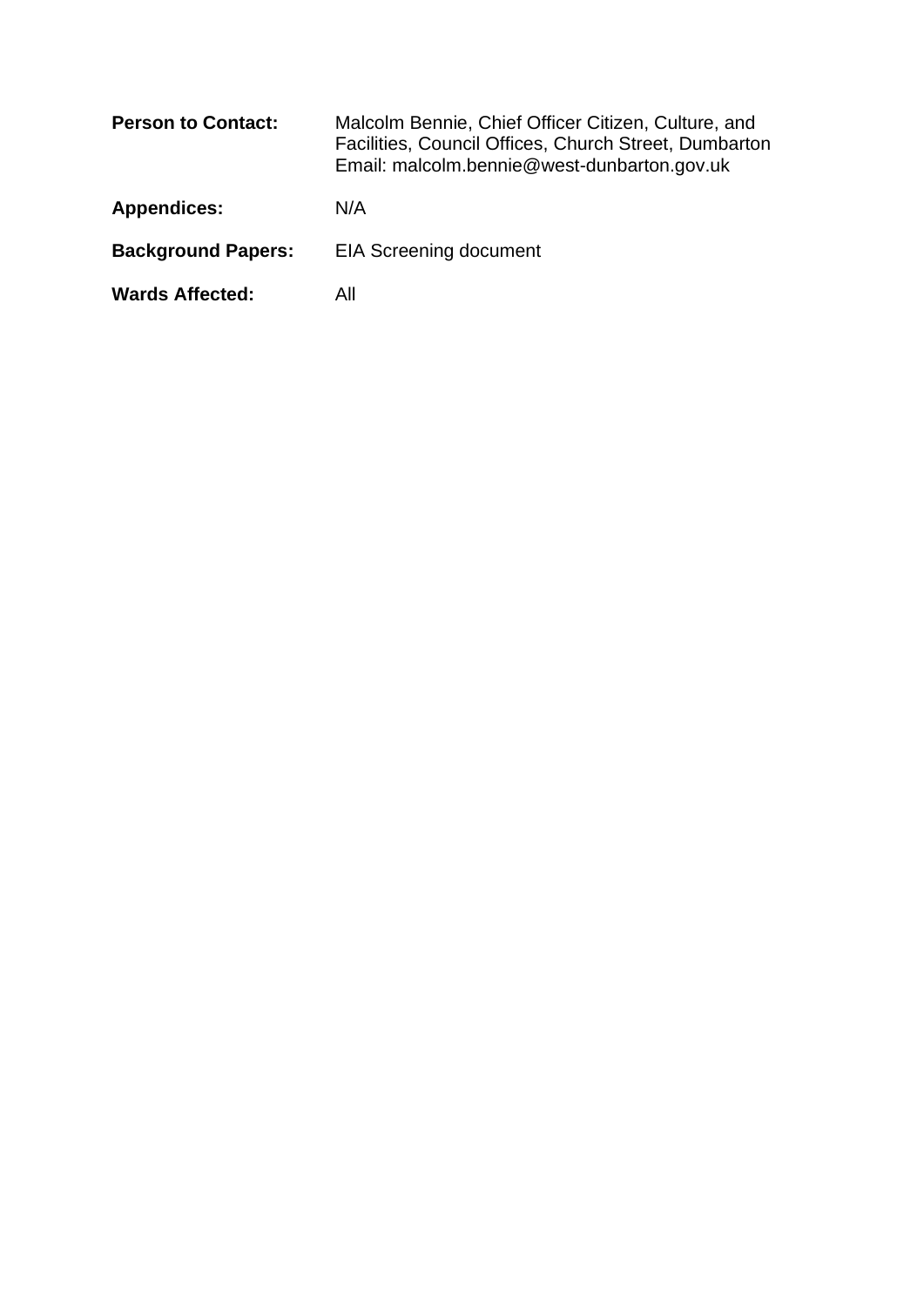**Person to Contact:** Malcolm Bennie, Chief Officer Citizen, Culture, and Facilities, Council Offices, Church Street, Dumbarton
Email: malcolm.bennie@west-dunbarton.gov.uk

**Appendices:** N/A

**Background Papers:** EIA Screening document

**Wards Affected:** All